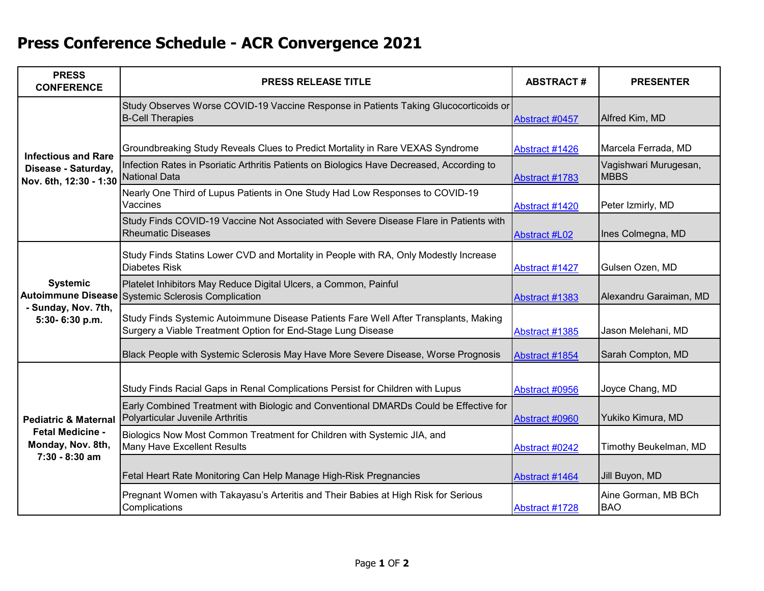# Press Conference Schedule - ACR Convergence 2021

| PRESS CONFERENCE | PRESS RELEASE TITLE | ABSTRACT # | PRESENTER |
|---|---|---|---|
| Infectious and Rare Disease - Saturday, Nov. 6th, 12:30 - 1:30 | Study Observes Worse COVID-19 Vaccine Response in Patients Taking Glucocorticoids or B-Cell Therapies | Abstract #0457 | Alfred Kim, MD |
| | Groundbreaking Study Reveals Clues to Predict Mortality in Rare VEXAS Syndrome | Abstract #1426 | Marcela Ferrada, MD |
| | Infection Rates in Psoriatic Arthritis Patients on Biologics Have Decreased, According to National Data | Abstract #1783 | Vagishwari Murugesan, MBBS |
| | Nearly One Third of Lupus Patients in One Study Had Low Responses to COVID-19 Vaccines | Abstract #1420 | Peter Izmirly, MD |
| | Study Finds COVID-19 Vaccine Not Associated with Severe Disease Flare in Patients with Rheumatic Diseases | Abstract #L02 | Ines Colmegna, MD |
| Systemic Autoimmune Disease - Sunday, Nov. 7th, 5:30- 6:30 p.m. | Study Finds Statins Lower CVD and Mortality in People with RA, Only Modestly Increase Diabetes Risk | Abstract #1427 | Gulsen Ozen, MD |
| | Platelet Inhibitors May Reduce Digital Ulcers, a Common, Painful Systemic Sclerosis Complication | Abstract #1383 | Alexandru Garaiman, MD |
| | Study Finds Systemic Autoimmune Disease Patients Fare Well After Transplants, Making Surgery a Viable Treatment Option for End-Stage Lung Disease | Abstract #1385 | Jason Melehani, MD |
| | Black People with Systemic Sclerosis May Have More Severe Disease, Worse Prognosis | Abstract #1854 | Sarah Compton, MD |
| Pediatric & Maternal Fetal Medicine - Monday, Nov. 8th, 7:30 - 8:30 am | Study Finds Racial Gaps in Renal Complications Persist for Children with Lupus | Abstract #0956 | Joyce Chang, MD |
| | Early Combined Treatment with Biologic and Conventional DMARDs Could be Effective for Polyarticular Juvenile Arthritis | Abstract #0960 | Yukiko Kimura, MD |
| | Biologics Now Most Common Treatment for Children with Systemic JIA, and Many Have Excellent Results | Abstract #0242 | Timothy Beukelman, MD |
| | Fetal Heart Rate Monitoring Can Help Manage High-Risk Pregnancies | Abstract #1464 | Jill Buyon, MD |
| | Pregnant Women with Takayasu's Arteritis and Their Babies at High Risk for Serious Complications | Abstract #1728 | Aine Gorman, MB BCh BAO |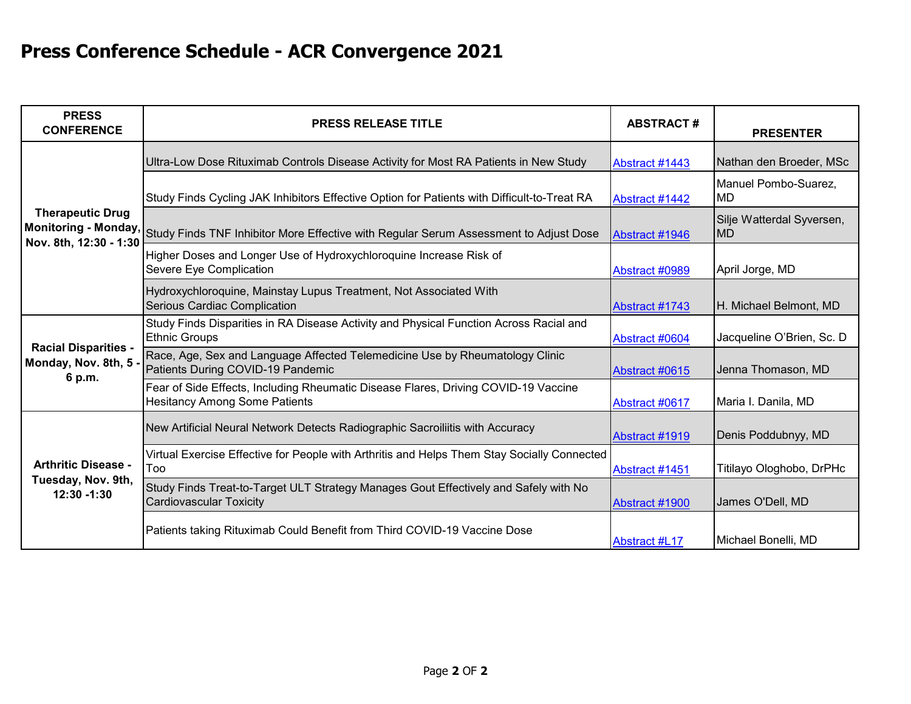# Press Conference Schedule - ACR Convergence 2021

| PRESS CONFERENCE | PRESS RELEASE TITLE | ABSTRACT # | PRESENTER |
|---|---|---|---|
| **Therapeutic Drug Monitoring - Monday, Nov. 8th, 12:30 - 1:30** | Ultra-Low Dose Rituximab Controls Disease Activity for Most RA Patients in New Study | Abstract #1443 | Nathan den Broeder, MSc |
| | Study Finds Cycling JAK Inhibitors Effective Option for Patients with Difficult-to-Treat RA | Abstract #1442 | Manuel Pombo-Suarez, MD |
| | Study Finds TNF Inhibitor More Effective with Regular Serum Assessment to Adjust Dose | Abstract #1946 | Silje Watterdal Syversen, MD |
| | Higher Doses and Longer Use of Hydroxychloroquine Increase Risk of Severe Eye Complication | Abstract #0989 | April Jorge, MD |
| | Hydroxychloroquine, Mainstay Lupus Treatment, Not Associated With Serious Cardiac Complication | Abstract #1743 | H. Michael Belmont, MD |
| **Racial Disparities - Monday, Nov. 8th, 5 - 6 p.m.** | Study Finds Disparities in RA Disease Activity and Physical Function Across Racial and Ethnic Groups | Abstract #0604 | Jacqueline O’Brien, Sc. D |
| | Race, Age, Sex and Language Affected Telemedicine Use by Rheumatology Clinic Patients During COVID-19 Pandemic | Abstract #0615 | Jenna Thomason, MD |
| | Fear of Side Effects, Including Rheumatic Disease Flares, Driving COVID-19 Vaccine Hesitancy Among Some Patients | Abstract #0617 | Maria I. Danila, MD |
| **Arthritic Disease - Tuesday, Nov. 9th, 12:30 -1:30** | New Artificial Neural Network Detects Radiographic Sacroiliitis with Accuracy | Abstract #1919 | Denis Poddubnyy, MD |
| | Virtual Exercise Effective for People with Arthritis and Helps Them Stay Socially Connected Too | Abstract #1451 | Titilayo Ologhobo, DrPHc |
| | Study Finds Treat-to-Target ULT Strategy Manages Gout Effectively and Safely with No Cardiovascular Toxicity | Abstract #1900 | James O'Dell, MD |
| | Patients taking Rituximab Could Benefit from Third COVID-19 Vaccine Dose | Abstract #L17 | Michael Bonelli, MD |